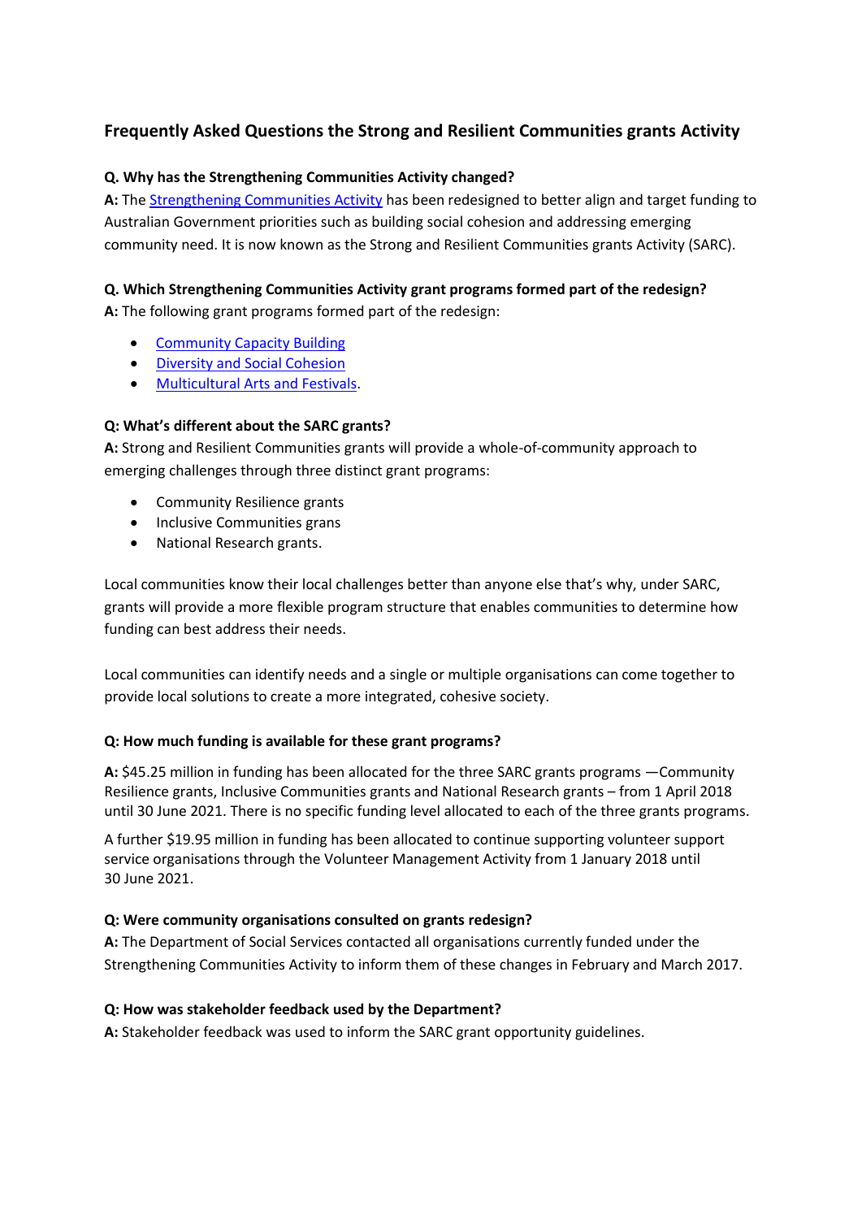## Frequently Asked Questions the Strong and Resilient Communities grants Activity

**Q. Why has the Strengthening Communities Activity changed?**
**A:** The Strengthening Communities Activity has been redesigned to better align and target funding to Australian Government priorities such as building social cohesion and addressing emerging community need. It is now known as the Strong and Resilient Communities grants Activity (SARC).

**Q. Which Strengthening Communities Activity grant programs formed part of the redesign?**
**A:** The following grant programs formed part of the redesign:

- Community Capacity Building
- Diversity and Social Cohesion
- Multicultural Arts and Festivals.

**Q: What's different about the SARC grants?**
**A:** Strong and Resilient Communities grants will provide a whole-of-community approach to emerging challenges through three distinct grant programs:

- Community Resilience grants
- Inclusive Communities grans
- National Research grants.

Local communities know their local challenges better than anyone else that's why, under SARC, grants will provide a more flexible program structure that enables communities to determine how funding can best address their needs.

Local communities can identify needs and a single or multiple organisations can come together to provide local solutions to create a more integrated, cohesive society.

**Q: How much funding is available for these grant programs?**

**A:** $45.25 million in funding has been allocated for the three SARC grants programs —Community Resilience grants, Inclusive Communities grants and National Research grants – from 1 April 2018 until 30 June 2021. There is no specific funding level allocated to each of the three grants programs.

A further $19.95 million in funding has been allocated to continue supporting volunteer support service organisations through the Volunteer Management Activity from 1 January 2018 until 30 June 2021.

**Q: Were community organisations consulted on grants redesign?**
**A:** The Department of Social Services contacted all organisations currently funded under the Strengthening Communities Activity to inform them of these changes in February and March 2017.

**Q: How was stakeholder feedback used by the Department?**
**A:** Stakeholder feedback was used to inform the SARC grant opportunity guidelines.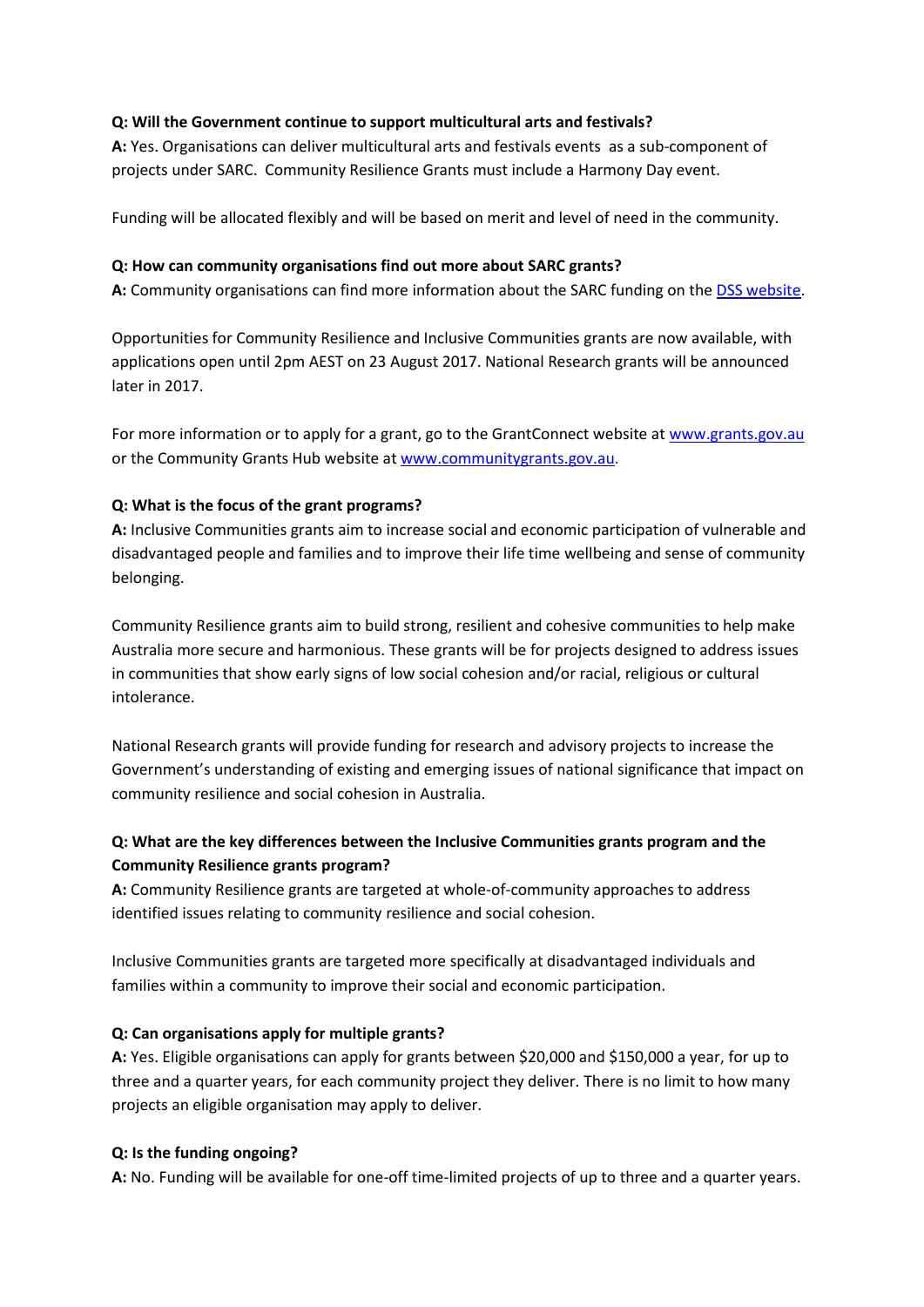**Q: Will the Government continue to support multicultural arts and festivals?**
**A:** Yes. Organisations can deliver multicultural arts and festivals events as a sub-component of projects under SARC. Community Resilience Grants must include a Harmony Day event.

Funding will be allocated flexibly and will be based on merit and level of need in the community.

**Q: How can community organisations find out more about SARC grants?**
**A:** Community organisations can find more information about the SARC funding on the [DSS website](DSS website).

Opportunities for Community Resilience and Inclusive Communities grants are now available, with applications open until 2pm AEST on 23 August 2017. National Research grants will be announced later in 2017.

For more information or to apply for a grant, go to the GrantConnect website at [www.grants.gov.au](www.grants.gov.au) or the Community Grants Hub website at [www.communitygrants.gov.au](www.communitygrants.gov.au).

**Q: What is the focus of the grant programs?**
**A:** Inclusive Communities grants aim to increase social and economic participation of vulnerable and disadvantaged people and families and to improve their life time wellbeing and sense of community belonging.

Community Resilience grants aim to build strong, resilient and cohesive communities to help make Australia more secure and harmonious. These grants will be for projects designed to address issues in communities that show early signs of low social cohesion and/or racial, religious or cultural intolerance.

National Research grants will provide funding for research and advisory projects to increase the Government's understanding of existing and emerging issues of national significance that impact on community resilience and social cohesion in Australia.

**Q: What are the key differences between the Inclusive Communities grants program and the Community Resilience grants program?**
**A:** Community Resilience grants are targeted at whole-of-community approaches to address identified issues relating to community resilience and social cohesion.

Inclusive Communities grants are targeted more specifically at disadvantaged individuals and families within a community to improve their social and economic participation.

**Q: Can organisations apply for multiple grants?**
**A:** Yes. Eligible organisations can apply for grants between $20,000 and $150,000 a year, for up to three and a quarter years, for each community project they deliver. There is no limit to how many projects an eligible organisation may apply to deliver.

**Q: Is the funding ongoing?**
**A:** No. Funding will be available for one-off time-limited projects of up to three and a quarter years.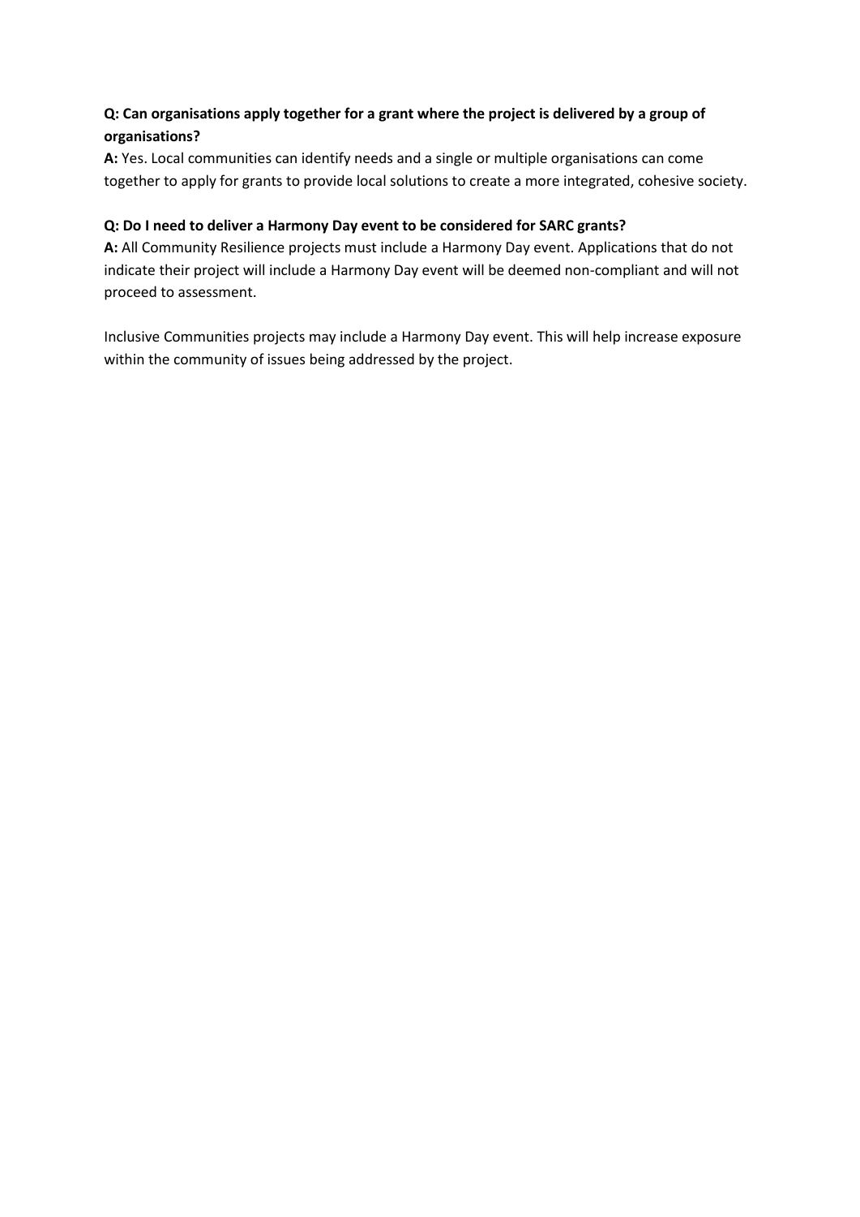**Q: Can organisations apply together for a grant where the project is delivered by a group of organisations?**

**A:** Yes. Local communities can identify needs and a single or multiple organisations can come together to apply for grants to provide local solutions to create a more integrated, cohesive society.

**Q: Do I need to deliver a Harmony Day event to be considered for SARC grants?**

**A:** All Community Resilience projects must include a Harmony Day event. Applications that do not indicate their project will include a Harmony Day event will be deemed non-compliant and will not proceed to assessment.

Inclusive Communities projects may include a Harmony Day event. This will help increase exposure within the community of issues being addressed by the project.